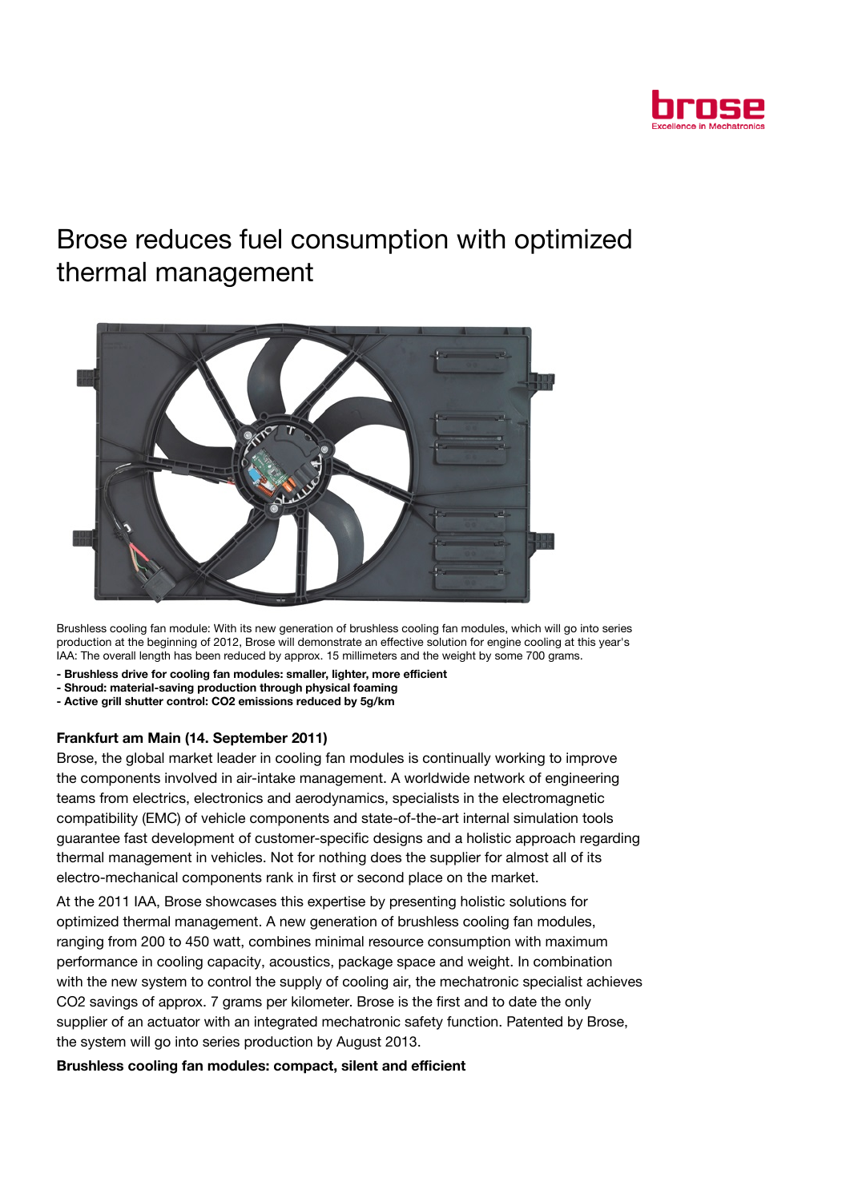# Brose reduces fuel consumption with optimized thermal management

Brushless cooling fan module: With its new generation of brushless cooling fan modules, which will go into series production at the beginning of 2012, Brose will demonstrate an effective solution for engine cooling at this year's IAA: The overall length has been reduced by approx. 15 millimeters and the weight by some 700 grams.

- **Brushless drive for cooling fan modules: smaller, lighter, more efficient**
- **Shroud: material-saving production through physical foaming**
- **Active grill shutter control: $CO_2$ emissions reduced by 5g/km**

**Frankfurt am Main (14. September 2011)**

Brose, the global market leader in cooling fan modules is continually working to improve the components involved in air-intake management. A worldwide network of engineering teams from electrics, electronics and aerodynamics, specialists in the electromagnetic compatibility (EMC) of vehicle components and state-of-the-art internal simulation tools guarantee fast development of customer-specific designs and a holistic approach regarding thermal management in vehicles. Not for nothing does the supplier for almost all of its electro-mechanical components rank in first or second place on the market.

At the 2011 IAA, Brose showcases this expertise by presenting holistic solutions for optimized thermal management. A new generation of brushless cooling fan modules, ranging from 200 to 450 watt, combines minimal resource consumption with maximum performance in cooling capacity, acoustics, package space and weight. In combination with the new system to control the supply of cooling air, the mechatronic specialist achieves $CO_2$ savings of approx. 7 grams per kilometer. Brose is the first and to date the only supplier of an actuator with an integrated mechatronic safety function. Patented by Brose, the system will go into series production by August 2013.

**Brushless cooling fan modules: compact, silent and efficient**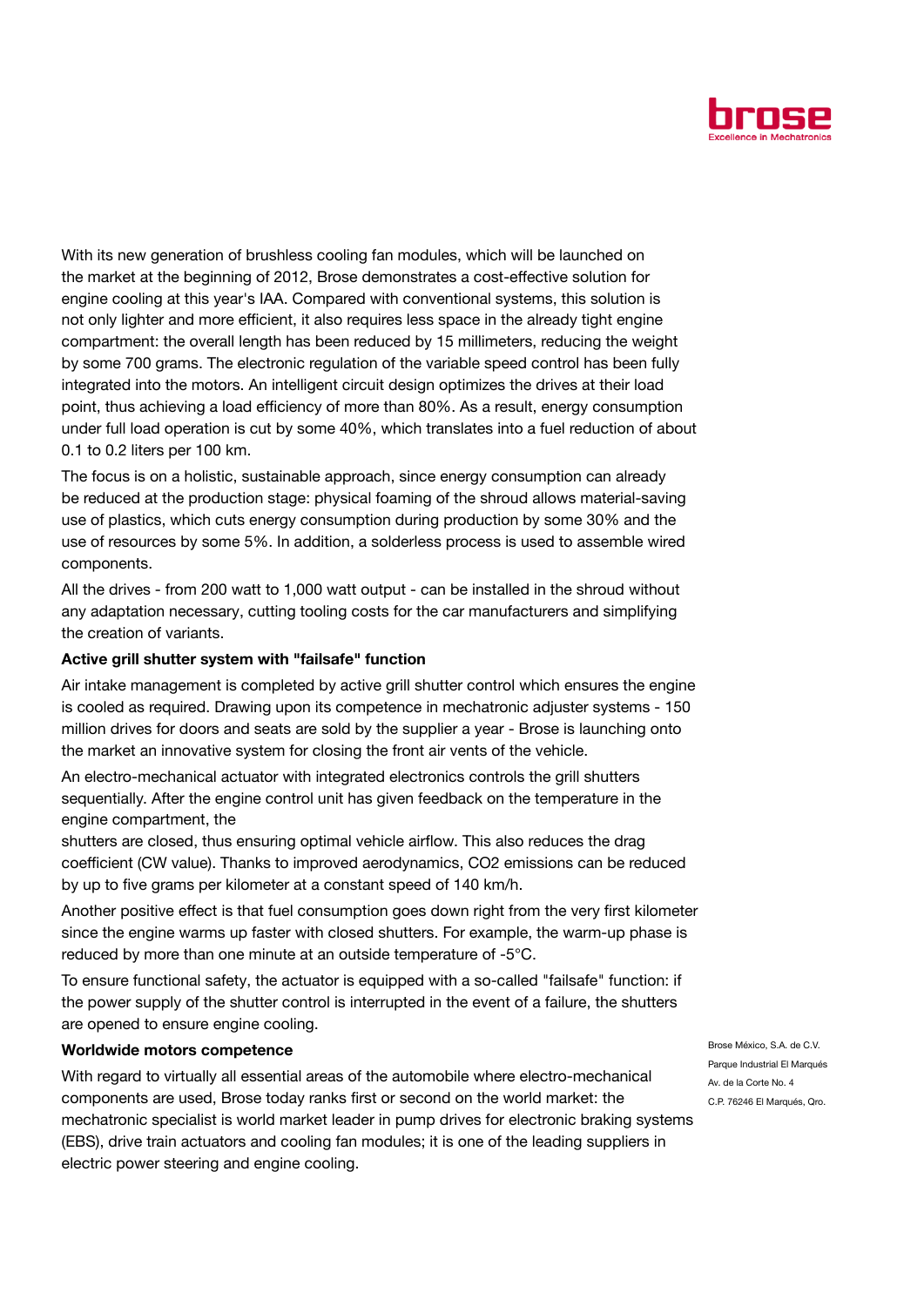With its new generation of brushless cooling fan modules, which will be launched on the market at the beginning of 2012, Brose demonstrates a cost-effective solution for engine cooling at this year's IAA. Compared with conventional systems, this solution is not only lighter and more efficient, it also requires less space in the already tight engine compartment: the overall length has been reduced by 15 millimeters, reducing the weight by some 700 grams. The electronic regulation of the variable speed control has been fully integrated into the motors. An intelligent circuit design optimizes the drives at their load point, thus achieving a load efficiency of more than 80%. As a result, energy consumption under full load operation is cut by some 40%, which translates into a fuel reduction of about 0.1 to 0.2 liters per 100 km.

The focus is on a holistic, sustainable approach, since energy consumption can already be reduced at the production stage: physical foaming of the shroud allows material-saving use of plastics, which cuts energy consumption during production by some 30% and the use of resources by some 5%. In addition, a solderless process is used to assemble wired components.

All the drives - from 200 watt to 1,000 watt output - can be installed in the shroud without any adaptation necessary, cutting tooling costs for the car manufacturers and simplifying the creation of variants.

**Active grill shutter system with "failsafe" function**

Air intake management is completed by active grill shutter control which ensures the engine is cooled as required. Drawing upon its competence in mechatronic adjuster systems - 150 million drives for doors and seats are sold by the supplier a year - Brose is launching onto the market an innovative system for closing the front air vents of the vehicle.

An electro-mechanical actuator with integrated electronics controls the grill shutters sequentially. After the engine control unit has given feedback on the temperature in the engine compartment, the shutters are closed, thus ensuring optimal vehicle airflow. This also reduces the drag coefficient (CW value). Thanks to improved aerodynamics, $CO_2$ emissions can be reduced by up to five grams per kilometer at a constant speed of 140 km/h.

Another positive effect is that fuel consumption goes down right from the very first kilometer since the engine warms up faster with closed shutters. For example, the warm-up phase is reduced by more than one minute at an outside temperature of -5°C.

To ensure functional safety, the actuator is equipped with a so-called "failsafe" function: if the power supply of the shutter control is interrupted in the event of a failure, the shutters are opened to ensure engine cooling.

**Worldwide motors competence**

With regard to virtually all essential areas of the automobile where electro-mechanical components are used, Brose today ranks first or second on the world market: the mechatronic specialist is world market leader in pump drives for electronic braking systems (EBS), drive train actuators and cooling fan modules; it is one of the leading suppliers in electric power steering and engine cooling.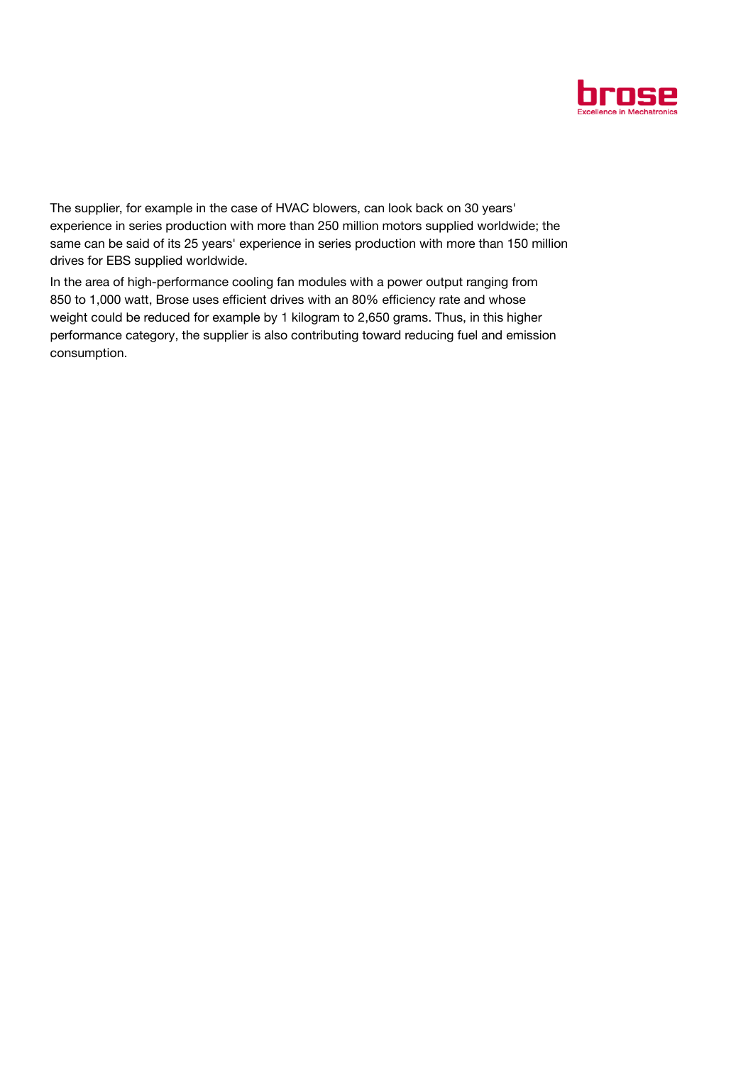The supplier, for example in the case of HVAC blowers, can look back on 30 years' experience in series production with more than 250 million motors supplied worldwide; the same can be said of its 25 years' experience in series production with more than 150 million drives for EBS supplied worldwide.

In the area of high-performance cooling fan modules with a power output ranging from 850 to 1,000 watt, Brose uses efficient drives with an 80% efficiency rate and whose weight could be reduced for example by 1 kilogram to 2,650 grams. Thus, in this higher performance category, the supplier is also contributing toward reducing fuel and emission consumption.